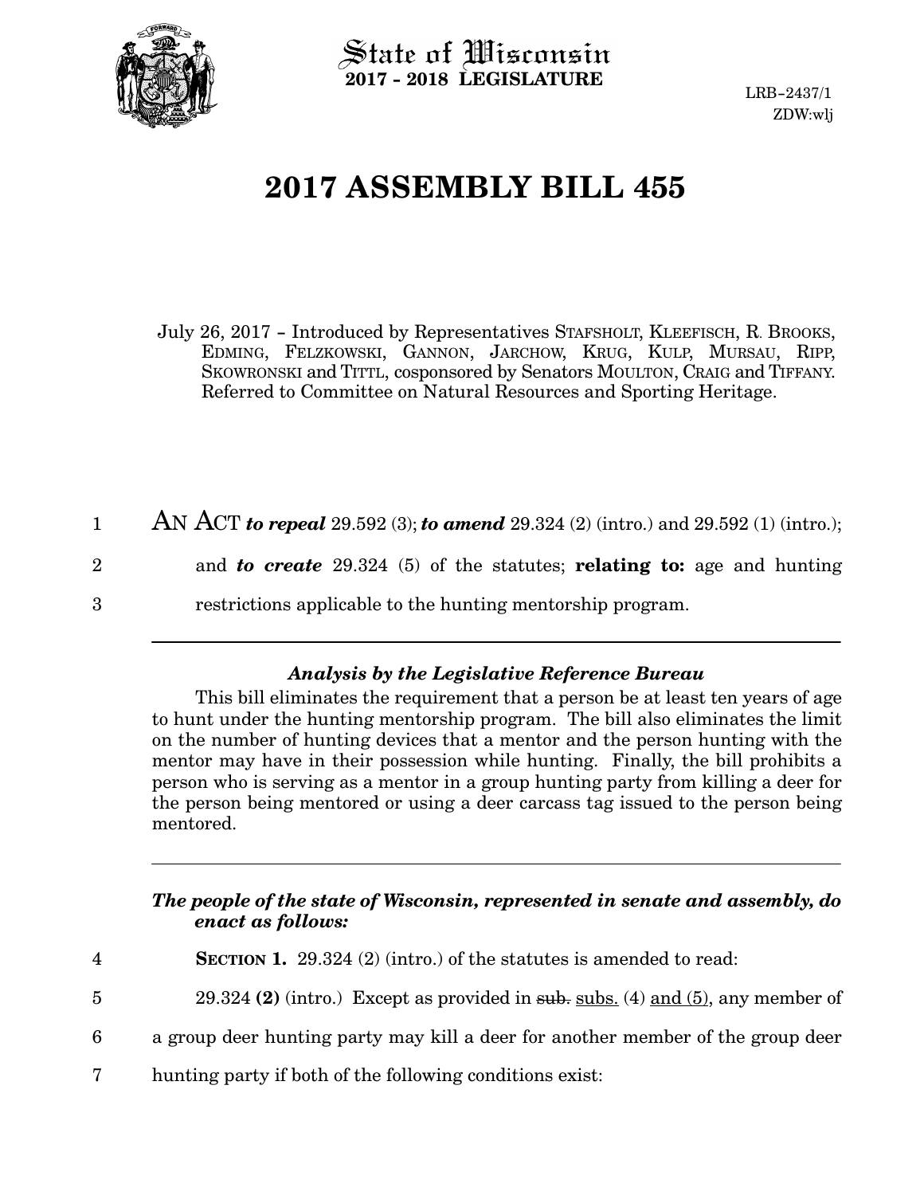State of Wisconsin
**2017 - 2018 LEGISLATURE**

LRB-2437/1
ZDW:wlj

# 2017 ASSEMBLY BILL 455

July 26, 2017 – Introduced by Representatives STAFSHOLT, KLEEFISCH, R. BROOKS, EDMING, FELZKOWSKI, GANNON, JARCHOW, KRUG, KULP, MURSAU, RIPP, SKOWRONSKI and TITTL, cosponsored by Senators MOULTON, CRAIG and TIFFANY. Referred to Committee on Natural Resources and Sporting Heritage.

1 AN ACT ***to repeal*** 29.592 (3); ***to amend*** 29.324 (2) (intro.) and 29.592 (1) (intro.);
2 and ***to create*** 29.324 (5) of the statutes; **relating to:** age and hunting
3 restrictions applicable to the hunting mentorship program.

---

### *Analysis by the Legislative Reference Bureau*

This bill eliminates the requirement that a person be at least ten years of age to hunt under the hunting mentorship program. The bill also eliminates the limit on the number of hunting devices that a mentor and the person hunting with the mentor may have in their possession while hunting. Finally, the bill prohibits a person who is serving as a mentor in a group hunting party from killing a deer for the person being mentored or using a deer carcass tag issued to the person being mentored.

---

***The people of the state of Wisconsin, represented in senate and assembly, do enact as follows:***

4 **SECTION 1.** 29.324 (2) (intro.) of the statutes is amended to read:

5 29.324 **(2)** (intro.) Except as provided in ~~sub.~~ <u>subs.</u> (4) <u>and (5)</u>, any member of
6 a group deer hunting party may kill a deer for another member of the group deer
7 hunting party if both of the following conditions exist: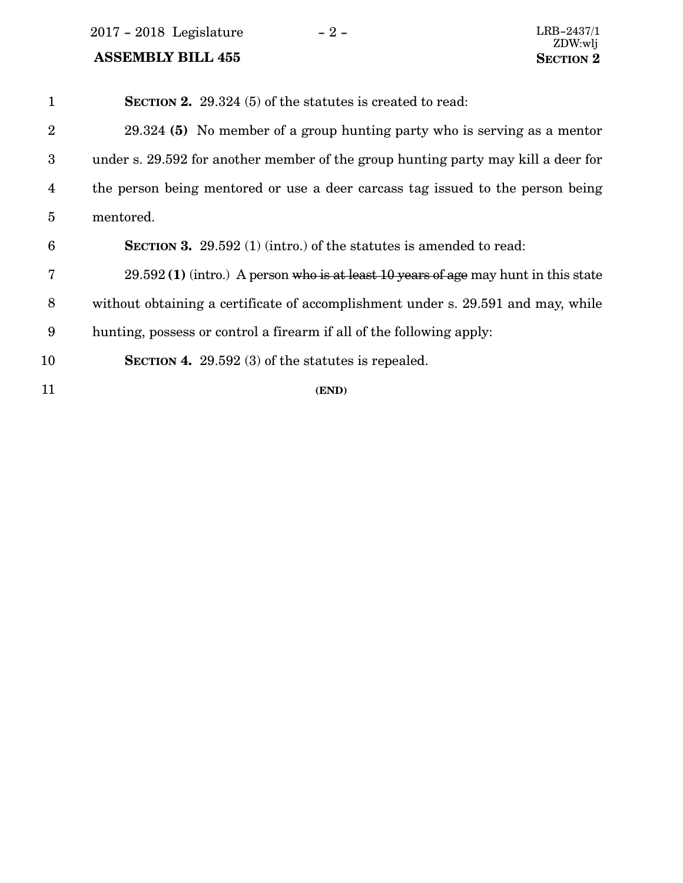**SECTION 2.** 29.324 (5) of the statutes is created to read:

29.324 **(5)** No member of a group hunting party who is serving as a mentor under s. 29.592 for another member of the group hunting party may kill a deer for the person being mentored or use a deer carcass tag issued to the person being mentored.

**SECTION 3.** 29.592 (1) (intro.) of the statutes is amended to read:

29.592 **(1)** (intro.) A person ~~who is at least 10 years of age~~ may hunt in this state without obtaining a certificate of accomplishment under s. 29.591 and may, while hunting, possess or control a firearm if all of the following apply:

**SECTION 4.** 29.592 (3) of the statutes is repealed.

**(END)**